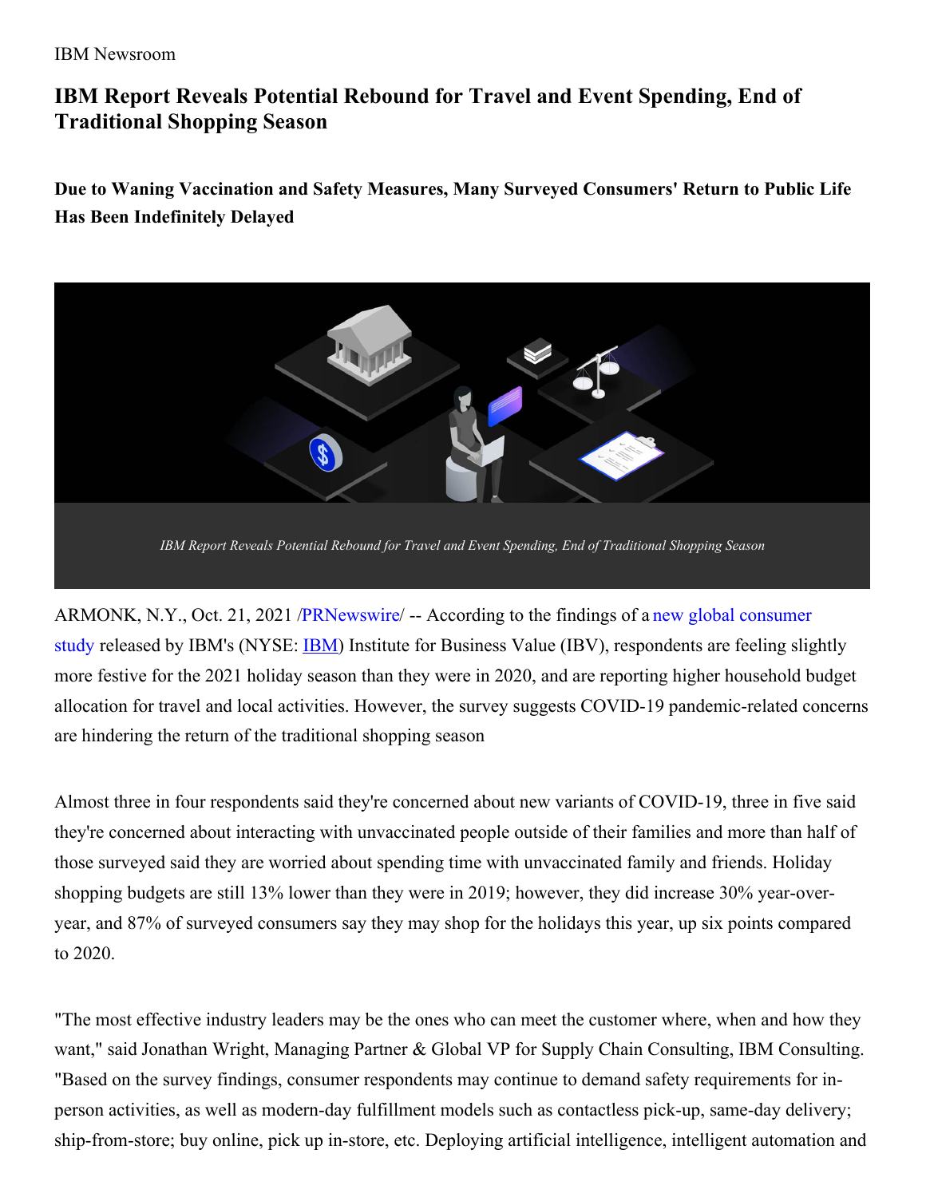IBM Newsroom

# IBM Report Reveals Potential Rebound for Travel and Event Spending, End of Traditional Shopping Season

**Due to Waning Vaccination and Safety Measures, Many Surveyed Consumers' Return to Public Life Has Been Indefinitely Delayed**

*IBM Report Reveals Potential Rebound for Travel and Event Spending, End of Traditional Shopping Season*

ARMONK, N.Y., Oct. 21, 2021 /PRNewswire/ -- According to the findings of a new global consumer study released by IBM's (NYSE: IBM) Institute for Business Value (IBV), respondents are feeling slightly more festive for the 2021 holiday season than they were in 2020, and are reporting higher household budget allocation for travel and local activities. However, the survey suggests COVID-19 pandemic-related concerns are hindering the return of the traditional shopping season

Almost three in four respondents said they're concerned about new variants of COVID-19, three in five said they're concerned about interacting with unvaccinated people outside of their families and more than half of those surveyed said they are worried about spending time with unvaccinated family and friends. Holiday shopping budgets are still 13% lower than they were in 2019; however, they did increase 30% year-over-year, and 87% of surveyed consumers say they may shop for the holidays this year, up six points compared to 2020.

"The most effective industry leaders may be the ones who can meet the customer where, when and how they want," said Jonathan Wright, Managing Partner & Global VP for Supply Chain Consulting, IBM Consulting. "Based on the survey findings, consumer respondents may continue to demand safety requirements for in-person activities, as well as modern-day fulfillment models such as contactless pick-up, same-day delivery; ship-from-store; buy online, pick up in-store, etc. Deploying artificial intelligence, intelligent automation and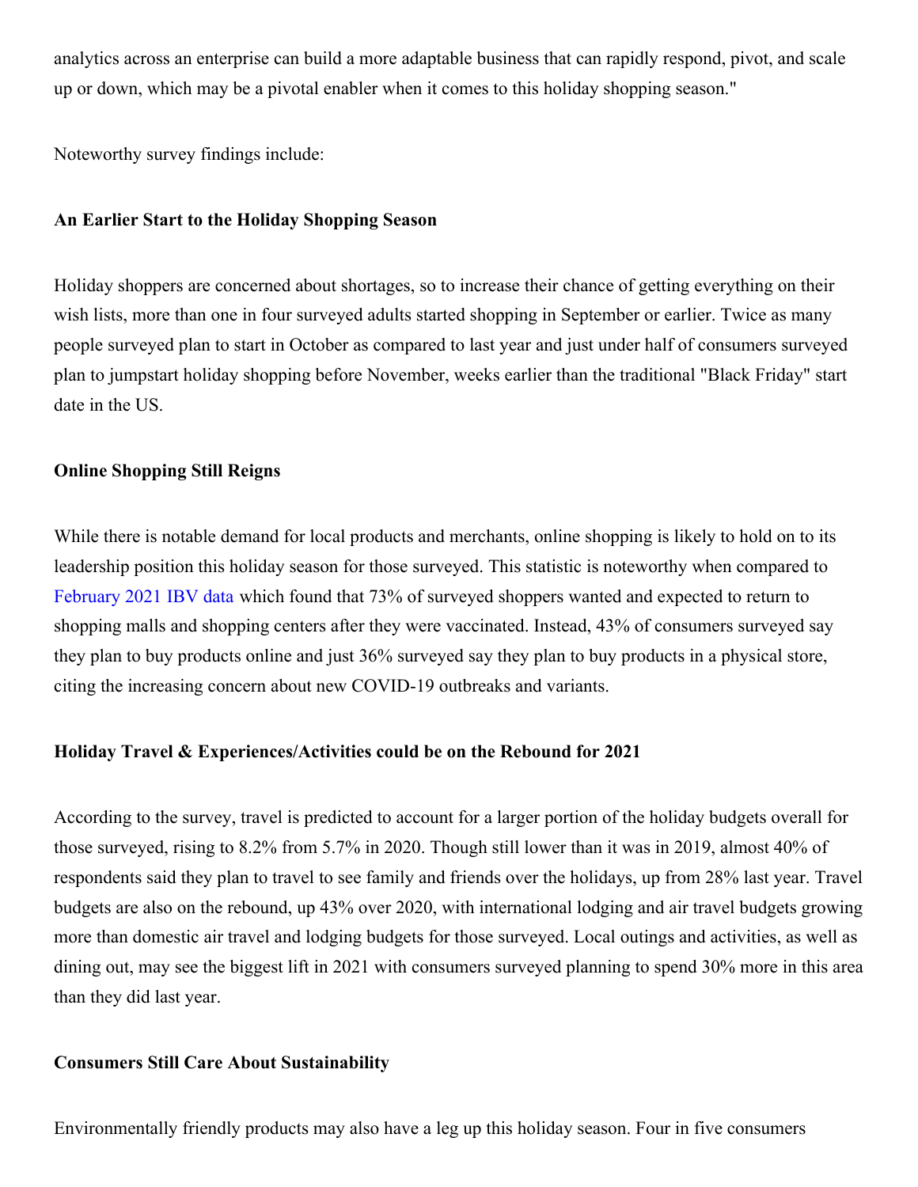analytics across an enterprise can build a more adaptable business that can rapidly respond, pivot, and scale up or down, which may be a pivotal enabler when it comes to this holiday shopping season."

Noteworthy survey findings include:

**An Earlier Start to the Holiday Shopping Season**

Holiday shoppers are concerned about shortages, so to increase their chance of getting everything on their wish lists, more than one in four surveyed adults started shopping in September or earlier. Twice as many people surveyed plan to start in October as compared to last year and just under half of consumers surveyed plan to jumpstart holiday shopping before November, weeks earlier than the traditional "Black Friday" start date in the US.

**Online Shopping Still Reigns**

While there is notable demand for local products and merchants, online shopping is likely to hold on to its leadership position this holiday season for those surveyed. This statistic is noteworthy when compared to February 2021 IBV data which found that 73% of surveyed shoppers wanted and expected to return to shopping malls and shopping centers after they were vaccinated. Instead, 43% of consumers surveyed say they plan to buy products online and just 36% surveyed say they plan to buy products in a physical store, citing the increasing concern about new COVID-19 outbreaks and variants.

**Holiday Travel & Experiences/Activities could be on the Rebound for 2021**

According to the survey, travel is predicted to account for a larger portion of the holiday budgets overall for those surveyed, rising to 8.2% from 5.7% in 2020. Though still lower than it was in 2019, almost 40% of respondents said they plan to travel to see family and friends over the holidays, up from 28% last year. Travel budgets are also on the rebound, up 43% over 2020, with international lodging and air travel budgets growing more than domestic air travel and lodging budgets for those surveyed. Local outings and activities, as well as dining out, may see the biggest lift in 2021 with consumers surveyed planning to spend 30% more in this area than they did last year.

**Consumers Still Care About Sustainability**

Environmentally friendly products may also have a leg up this holiday season. Four in five consumers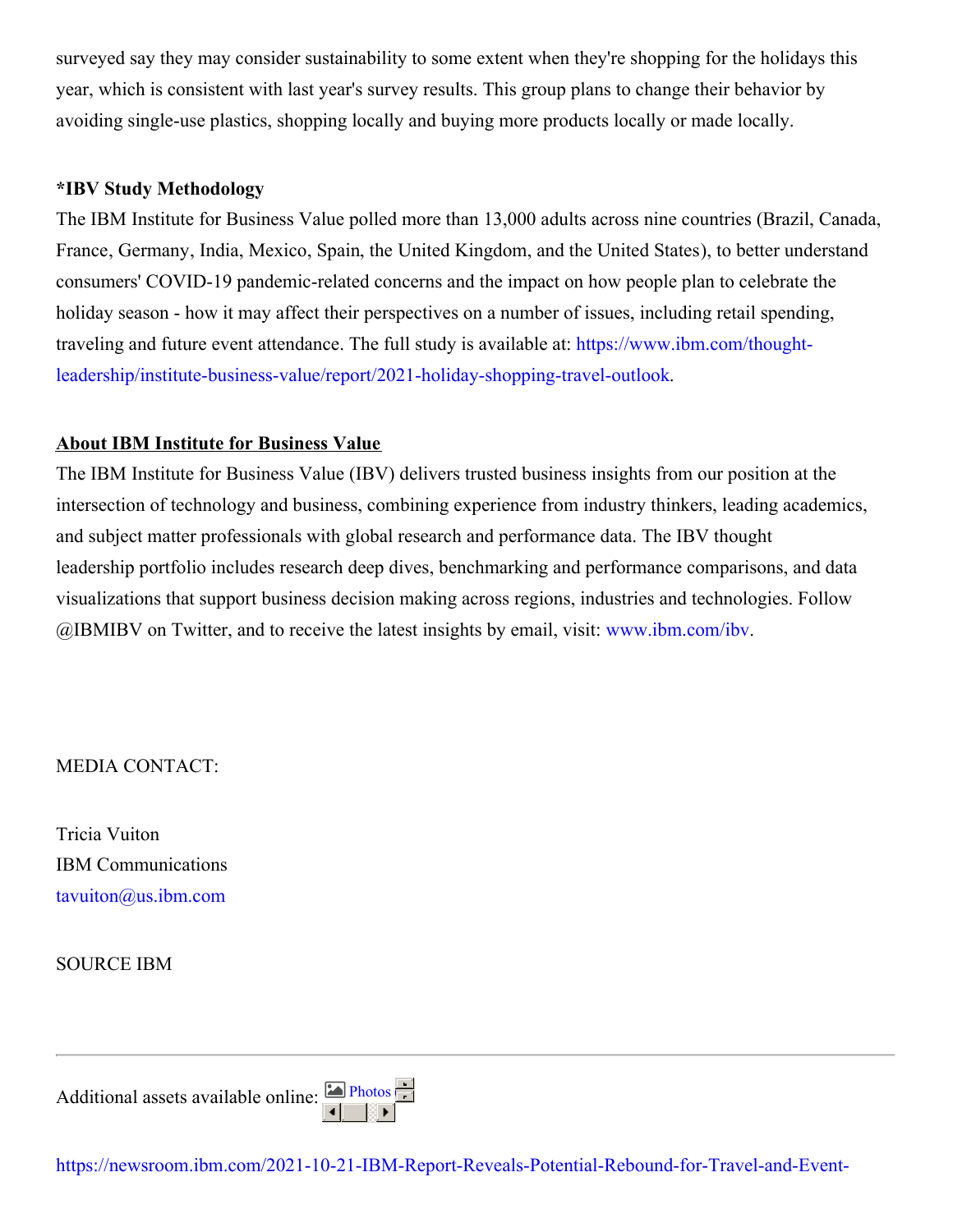surveyed say they may consider sustainability to some extent when they're shopping for the holidays this year, which is consistent with last year's survey results. This group plans to change their behavior by avoiding single-use plastics, shopping locally and buying more products locally or made locally.

**\*IBV Study Methodology**

The IBM Institute for Business Value polled more than 13,000 adults across nine countries (Brazil, Canada, France, Germany, India, Mexico, Spain, the United Kingdom, and the United States), to better understand consumers' COVID-19 pandemic-related concerns and the impact on how people plan to celebrate the holiday season - how it may affect their perspectives on a number of issues, including retail spending, traveling and future event attendance. The full study is available at: https://www.ibm.com/thought-leadership/institute-business-value/report/2021-holiday-shopping-travel-outlook.

**About IBM Institute for Business Value**

The IBM Institute for Business Value (IBV) delivers trusted business insights from our position at the intersection of technology and business, combining experience from industry thinkers, leading academics, and subject matter professionals with global research and performance data. The IBV thought leadership portfolio includes research deep dives, benchmarking and performance comparisons, and data visualizations that support business decision making across regions, industries and technologies. Follow @IBMIBV on Twitter, and to receive the latest insights by email, visit: www.ibm.com/ibv.

MEDIA CONTACT:

Tricia Vuiton
IBM Communications
tavuiton@us.ibm.com

SOURCE IBM

---

Additional assets available online: Photos

https://newsroom.ibm.com/2021-10-21-IBM-Report-Reveals-Potential-Rebound-for-Travel-and-Event-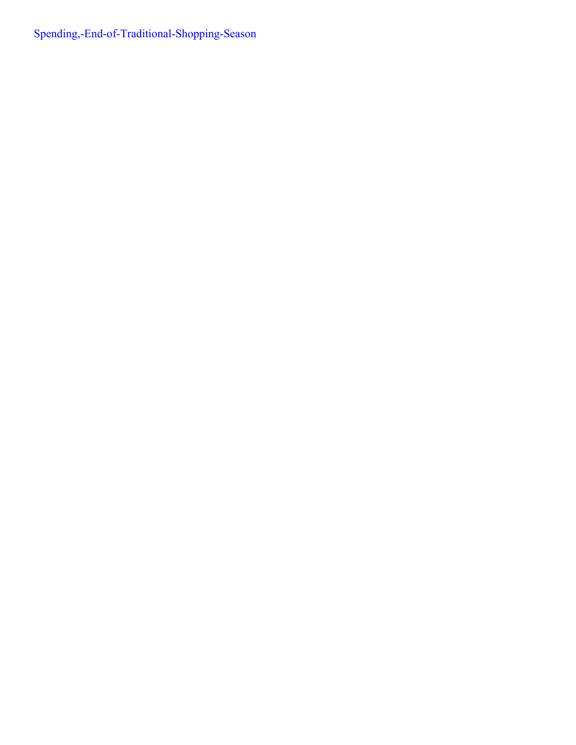Spending,-End-of-Traditional-Shopping-Season